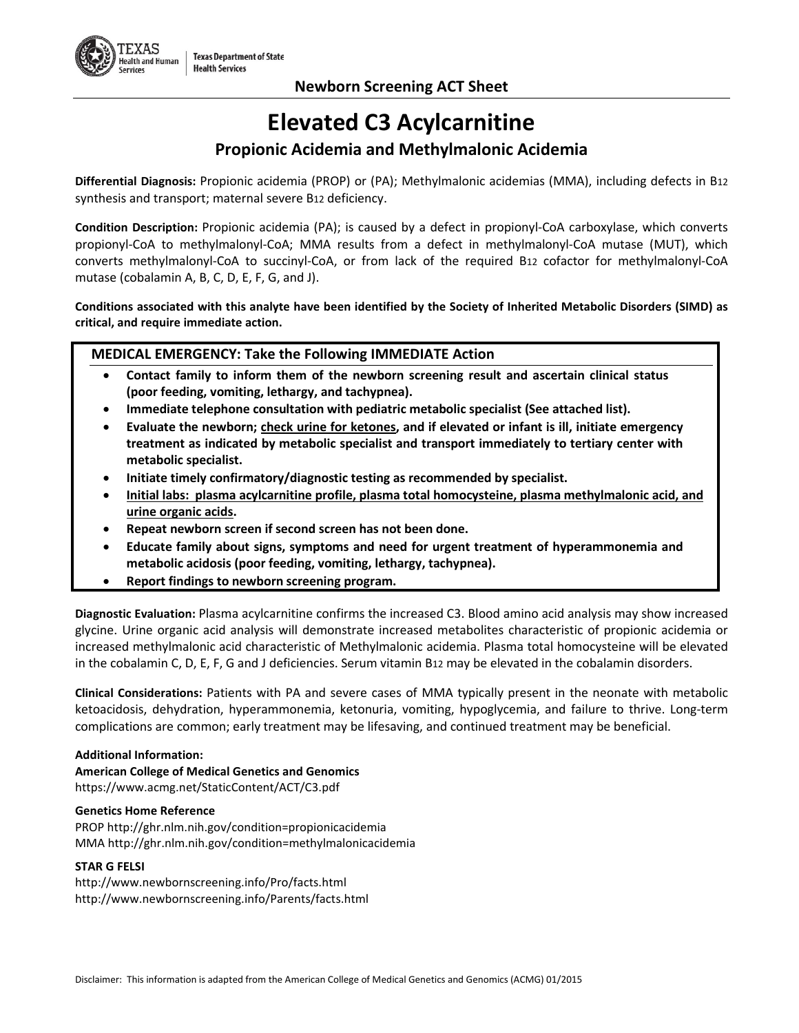Texas Health and Human Services | Texas Department of State Health Services

**Newborn Screening ACT Sheet**

# Elevated C3 Acylcarnitine

## Propionic Acidemia and Methylmalonic Acidemia

**Differential Diagnosis:** Propionic acidemia (PROP) or (PA); Methylmalonic acidemias (MMA), including defects in $B_{12}$ synthesis and transport; maternal severe $B_{12}$ deficiency.

**Condition Description:** Propionic acidemia (PA); is caused by a defect in propionyl-CoA carboxylase, which converts propionyl-CoA to methylmalonyl-CoA; MMA results from a defect in methylmalonyl-CoA mutase (MUT), which converts methylmalonyl-CoA to succinyl-CoA, or from lack of the required $B_{12}$ cofactor for methylmalonyl-CoA mutase (cobalamin A, B, C, D, E, F, G, and J).

**Conditions associated with this analyte have been identified by the Society of Inherited Metabolic Disorders (SIMD) as critical, and require immediate action.**

**MEDICAL EMERGENCY: Take the Following IMMEDIATE Action**

- **Contact family to inform them of the newborn screening result and ascertain clinical status (poor feeding, vomiting, lethargy, and tachypnea).**
- **Immediate telephone consultation with pediatric metabolic specialist (See attached list).**
- **Evaluate the newborn; <u>check urine for ketones</u>, and if elevated or infant is ill, initiate emergency treatment as indicated by metabolic specialist and transport immediately to tertiary center with metabolic specialist.**
- **Initiate timely confirmatory/diagnostic testing as recommended by specialist.**
- **<u>Initial labs: plasma acylcarnitine profile, plasma total homocysteine, plasma methylmalonic acid, and urine organic acids</u>.**
- **Repeat newborn screen if second screen has not been done.**
- **Educate family about signs, symptoms and need for urgent treatment of hyperammonemia and metabolic acidosis (poor feeding, vomiting, lethargy, tachypnea).**
- **Report findings to newborn screening program.**

**Diagnostic Evaluation:** Plasma acylcarnitine confirms the increased C3. Blood amino acid analysis may show increased glycine. Urine organic acid analysis will demonstrate increased metabolites characteristic of propionic acidemia or increased methylmalonic acid characteristic of Methylmalonic acidemia. Plasma total homocysteine will be elevated in the cobalamin C, D, E, F, G and J deficiencies. Serum vitamin $B_{12}$ may be elevated in the cobalamin disorders.

**Clinical Considerations:** Patients with PA and severe cases of MMA typically present in the neonate with metabolic ketoacidosis, dehydration, hyperammonemia, ketonuria, vomiting, hypoglycemia, and failure to thrive. Long-term complications are common; early treatment may be lifesaving, and continued treatment may be beneficial.

**Additional Information:**

**American College of Medical Genetics and Genomics**
https://www.acmg.net/StaticContent/ACT/C3.pdf

**Genetics Home Reference**
PROP http://ghr.nlm.nih.gov/condition=propionicacidemia
MMA http://ghr.nlm.nih.gov/condition=methylmalonicacidemia

**STAR G FELSI**
http://www.newbornscreening.info/Pro/facts.html
http://www.newbornscreening.info/Parents/facts.html

Disclaimer: This information is adapted from the American College of Medical Genetics and Genomics (ACMG) 01/2015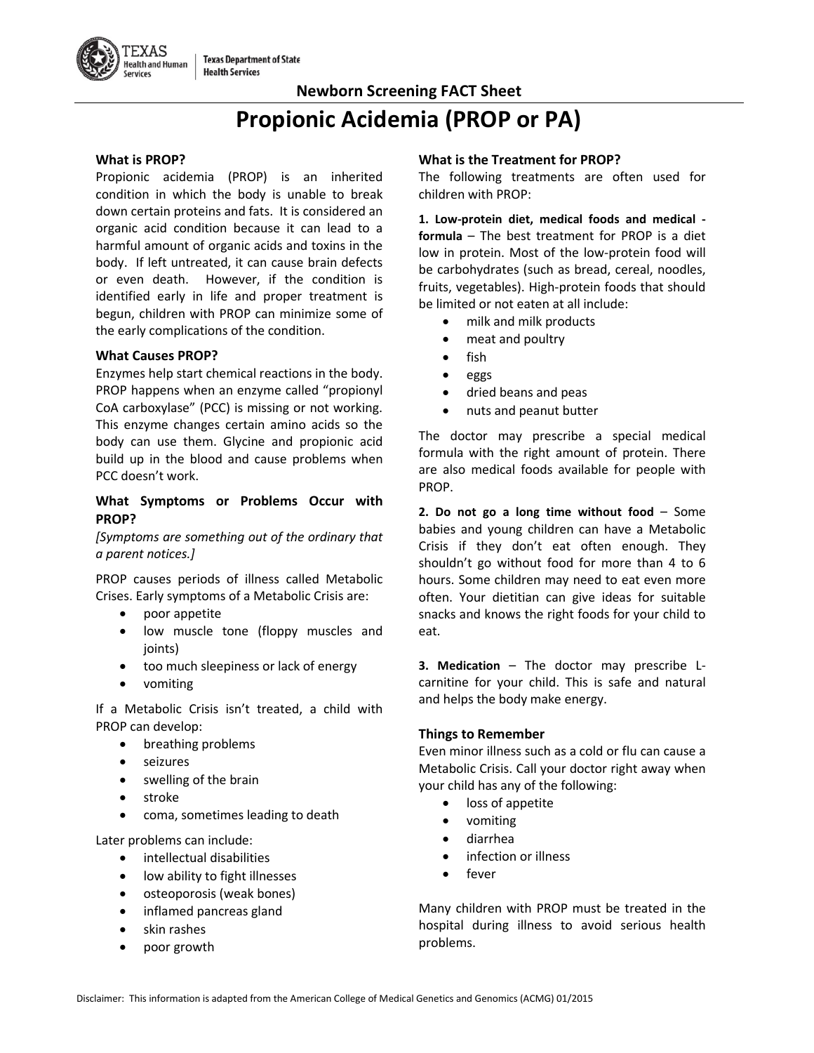**Newborn Screening FACT Sheet**

# Propionic Acidemia (PROP or PA)

### What is PROP?

Propionic acidemia (PROP) is an inherited condition in which the body is unable to break down certain proteins and fats. It is considered an organic acid condition because it can lead to a harmful amount of organic acids and toxins in the body. If left untreated, it can cause brain defects or even death. However, if the condition is identified early in life and proper treatment is begun, children with PROP can minimize some of the early complications of the condition.

### What Causes PROP?

Enzymes help start chemical reactions in the body. PROP happens when an enzyme called "propionyl CoA carboxylase" (PCC) is missing or not working. This enzyme changes certain amino acids so the body can use them. Glycine and propionic acid build up in the blood and cause problems when PCC doesn't work.

### What Symptoms or Problems Occur with PROP?

*[Symptoms are something out of the ordinary that a parent notices.]*

PROP causes periods of illness called Metabolic Crises. Early symptoms of a Metabolic Crisis are:

- poor appetite
- low muscle tone (floppy muscles and joints)
- too much sleepiness or lack of energy
- vomiting

If a Metabolic Crisis isn't treated, a child with PROP can develop:

- breathing problems
- seizures
- swelling of the brain
- stroke
- coma, sometimes leading to death

Later problems can include:

- intellectual disabilities
- low ability to fight illnesses
- osteoporosis (weak bones)
- inflamed pancreas gland
- skin rashes
- poor growth

### What is the Treatment for PROP?

The following treatments are often used for children with PROP:

**1. Low-protein diet, medical foods and medical - formula** – The best treatment for PROP is a diet low in protein. Most of the low-protein food will be carbohydrates (such as bread, cereal, noodles, fruits, vegetables). High-protein foods that should be limited or not eaten at all include:

- milk and milk products
- meat and poultry
- fish
- eggs
- dried beans and peas
- nuts and peanut butter

The doctor may prescribe a special medical formula with the right amount of protein. There are also medical foods available for people with PROP.

**2. Do not go a long time without food** – Some babies and young children can have a Metabolic Crisis if they don't eat often enough. They shouldn't go without food for more than 4 to 6 hours. Some children may need to eat even more often. Your dietitian can give ideas for suitable snacks and knows the right foods for your child to eat.

**3. Medication** – The doctor may prescribe L-carnitine for your child. This is safe and natural and helps the body make energy.

### Things to Remember

Even minor illness such as a cold or flu can cause a Metabolic Crisis. Call your doctor right away when your child has any of the following:

- loss of appetite
- vomiting
- diarrhea
- infection or illness
- fever

Many children with PROP must be treated in the hospital during illness to avoid serious health problems.

Disclaimer: This information is adapted from the American College of Medical Genetics and Genomics (ACMG) 01/2015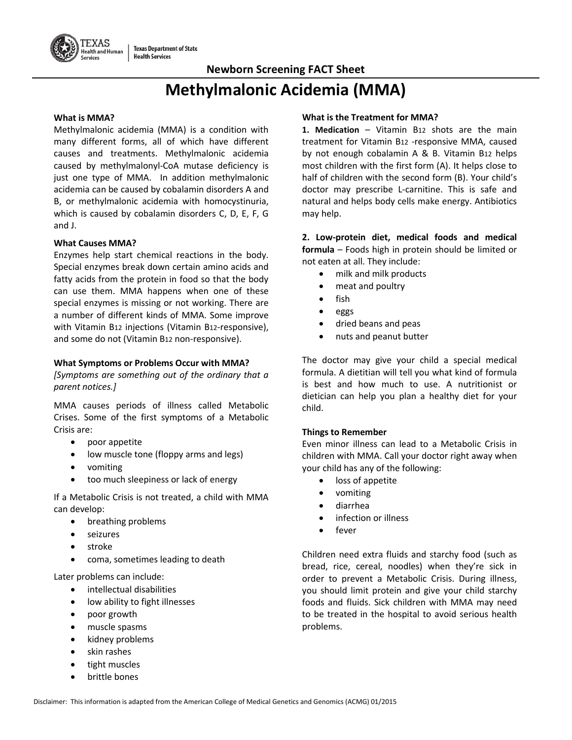Newborn Screening FACT Sheet

# Methylmalonic Acidemia (MMA)

**What is MMA?**

Methylmalonic acidemia (MMA) is a condition with many different forms, all of which have different causes and treatments. Methylmalonic acidemia caused by methylmalonyl-CoA mutase deficiency is just one type of MMA. In addition methylmalonic acidemia can be caused by cobalamin disorders A and B, or methylmalonic acidemia with homocystinuria, which is caused by cobalamin disorders C, D, E, F, G and J.

**What Causes MMA?**

Enzymes help start chemical reactions in the body. Special enzymes break down certain amino acids and fatty acids from the protein in food so that the body can use them. MMA happens when one of these special enzymes is missing or not working. There are a number of different kinds of MMA. Some improve with Vitamin $B_{12}$ injections (Vitamin $B_{12}$-responsive), and some do not (Vitamin $B_{12}$ non-responsive).

**What Symptoms or Problems Occur with MMA?**

*[Symptoms are something out of the ordinary that a parent notices.]*

MMA causes periods of illness called Metabolic Crises. Some of the first symptoms of a Metabolic Crisis are:

- poor appetite
- low muscle tone (floppy arms and legs)
- vomiting
- too much sleepiness or lack of energy

If a Metabolic Crisis is not treated, a child with MMA can develop:

- breathing problems
- seizures
- stroke
- coma, sometimes leading to death

Later problems can include:

- intellectual disabilities
- low ability to fight illnesses
- poor growth
- muscle spasms
- kidney problems
- skin rashes
- tight muscles
- brittle bones

**What is the Treatment for MMA?**

**1. Medication** – Vitamin $B_{12}$ shots are the main treatment for Vitamin $B_{12}$ -responsive MMA, caused by not enough cobalamin A & B. Vitamin $B_{12}$ helps most children with the first form (A). It helps close to half of children with the second form (B). Your child's doctor may prescribe L-carnitine. This is safe and natural and helps body cells make energy. Antibiotics may help.

**2. Low-protein diet, medical foods and medical formula** – Foods high in protein should be limited or not eaten at all. They include:

- milk and milk products
- meat and poultry
- fish
- eggs
- dried beans and peas
- nuts and peanut butter

The doctor may give your child a special medical formula. A dietitian will tell you what kind of formula is best and how much to use. A nutritionist or dietician can help you plan a healthy diet for your child.

**Things to Remember**

Even minor illness can lead to a Metabolic Crisis in children with MMA. Call your doctor right away when your child has any of the following:

- loss of appetite
- vomiting
- diarrhea
- infection or illness
- fever

Children need extra fluids and starchy food (such as bread, rice, cereal, noodles) when they're sick in order to prevent a Metabolic Crisis. During illness, you should limit protein and give your child starchy foods and fluids. Sick children with MMA may need to be treated in the hospital to avoid serious health problems.

Disclaimer: This information is adapted from the American College of Medical Genetics and Genomics (ACMG) 01/2015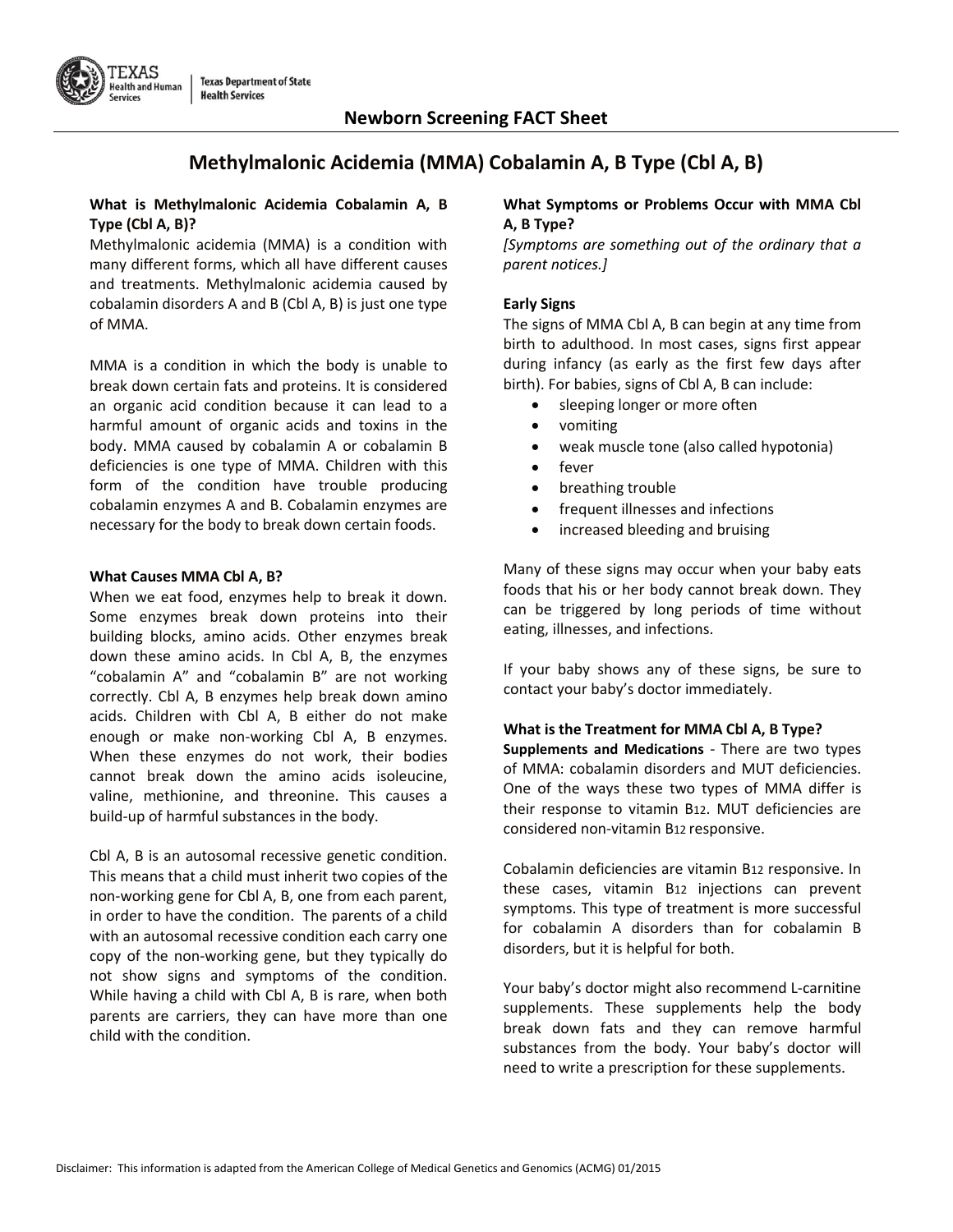Newborn Screening FACT Sheet

# Methylmalonic Acidemia (MMA) Cobalamin A, B Type (Cbl A, B)

### What is Methylmalonic Acidemia Cobalamin A, B Type (Cbl A, B)?

Methylmalonic acidemia (MMA) is a condition with many different forms, which all have different causes and treatments. Methylmalonic acidemia caused by cobalamin disorders A and B (Cbl A, B) is just one type of MMA.

MMA is a condition in which the body is unable to break down certain fats and proteins. It is considered an organic acid condition because it can lead to a harmful amount of organic acids and toxins in the body. MMA caused by cobalamin A or cobalamin B deficiencies is one type of MMA. Children with this form of the condition have trouble producing cobalamin enzymes A and B. Cobalamin enzymes are necessary for the body to break down certain foods.

### What Causes MMA Cbl A, B?

When we eat food, enzymes help to break it down. Some enzymes break down proteins into their building blocks, amino acids. Other enzymes break down these amino acids. In Cbl A, B, the enzymes "cobalamin A" and "cobalamin B" are not working correctly. Cbl A, B enzymes help break down amino acids. Children with Cbl A, B either do not make enough or make non-working Cbl A, B enzymes. When these enzymes do not work, their bodies cannot break down the amino acids isoleucine, valine, methionine, and threonine. This causes a build-up of harmful substances in the body.

Cbl A, B is an autosomal recessive genetic condition. This means that a child must inherit two copies of the non-working gene for Cbl A, B, one from each parent, in order to have the condition. The parents of a child with an autosomal recessive condition each carry one copy of the non-working gene, but they typically do not show signs and symptoms of the condition. While having a child with Cbl A, B is rare, when both parents are carriers, they can have more than one child with the condition.

### What Symptoms or Problems Occur with MMA Cbl A, B Type?

*[Symptoms are something out of the ordinary that a parent notices.]*

**Early Signs**

The signs of MMA Cbl A, B can begin at any time from birth to adulthood. In most cases, signs first appear during infancy (as early as the first few days after birth). For babies, signs of Cbl A, B can include:

- sleeping longer or more often
- vomiting
- weak muscle tone (also called hypotonia)
- fever
- breathing trouble
- frequent illnesses and infections
- increased bleeding and bruising

Many of these signs may occur when your baby eats foods that his or her body cannot break down. They can be triggered by long periods of time without eating, illnesses, and infections.

If your baby shows any of these signs, be sure to contact your baby's doctor immediately.

### What is the Treatment for MMA Cbl A, B Type?

**Supplements and Medications** - There are two types of MMA: cobalamin disorders and MUT deficiencies. One of the ways these two types of MMA differ is their response to vitamin $B_{12}$. MUT deficiencies are considered non-vitamin $B_{12}$ responsive.

Cobalamin deficiencies are vitamin $B_{12}$ responsive. In these cases, vitamin $B_{12}$ injections can prevent symptoms. This type of treatment is more successful for cobalamin A disorders than for cobalamin B disorders, but it is helpful for both.

Your baby's doctor might also recommend L-carnitine supplements. These supplements help the body break down fats and they can remove harmful substances from the body. Your baby's doctor will need to write a prescription for these supplements.

Disclaimer: This information is adapted from the American College of Medical Genetics and Genomics (ACMG) 01/2015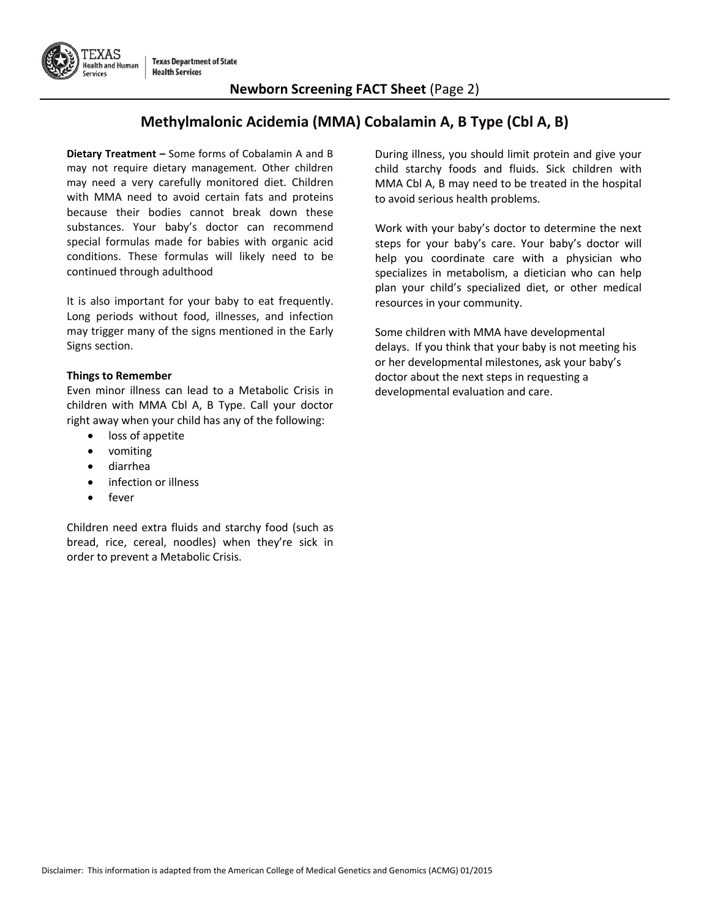## Newborn Screening FACT Sheet (Page 2)

# Methylmalonic Acidemia (MMA) Cobalamin A, B Type (Cbl A, B)

**Dietary Treatment –** Some forms of Cobalamin A and B may not require dietary management. Other children may need a very carefully monitored diet. Children with MMA need to avoid certain fats and proteins because their bodies cannot break down these substances. Your baby's doctor can recommend special formulas made for babies with organic acid conditions. These formulas will likely need to be continued through adulthood

It is also important for your baby to eat frequently. Long periods without food, illnesses, and infection may trigger many of the signs mentioned in the Early Signs section.

**Things to Remember**

Even minor illness can lead to a Metabolic Crisis in children with MMA Cbl A, B Type. Call your doctor right away when your child has any of the following:

- loss of appetite
- vomiting
- diarrhea
- infection or illness
- fever

Children need extra fluids and starchy food (such as bread, rice, cereal, noodles) when they're sick in order to prevent a Metabolic Crisis.

During illness, you should limit protein and give your child starchy foods and fluids. Sick children with MMA Cbl A, B may need to be treated in the hospital to avoid serious health problems.

Work with your baby's doctor to determine the next steps for your baby's care. Your baby's doctor will help you coordinate care with a physician who specializes in metabolism, a dietician who can help plan your child's specialized diet, or other medical resources in your community.

Some children with MMA have developmental delays. If you think that your baby is not meeting his or her developmental milestones, ask your baby's doctor about the next steps in requesting a developmental evaluation and care.

Disclaimer: This information is adapted from the American College of Medical Genetics and Genomics (ACMG) 01/2015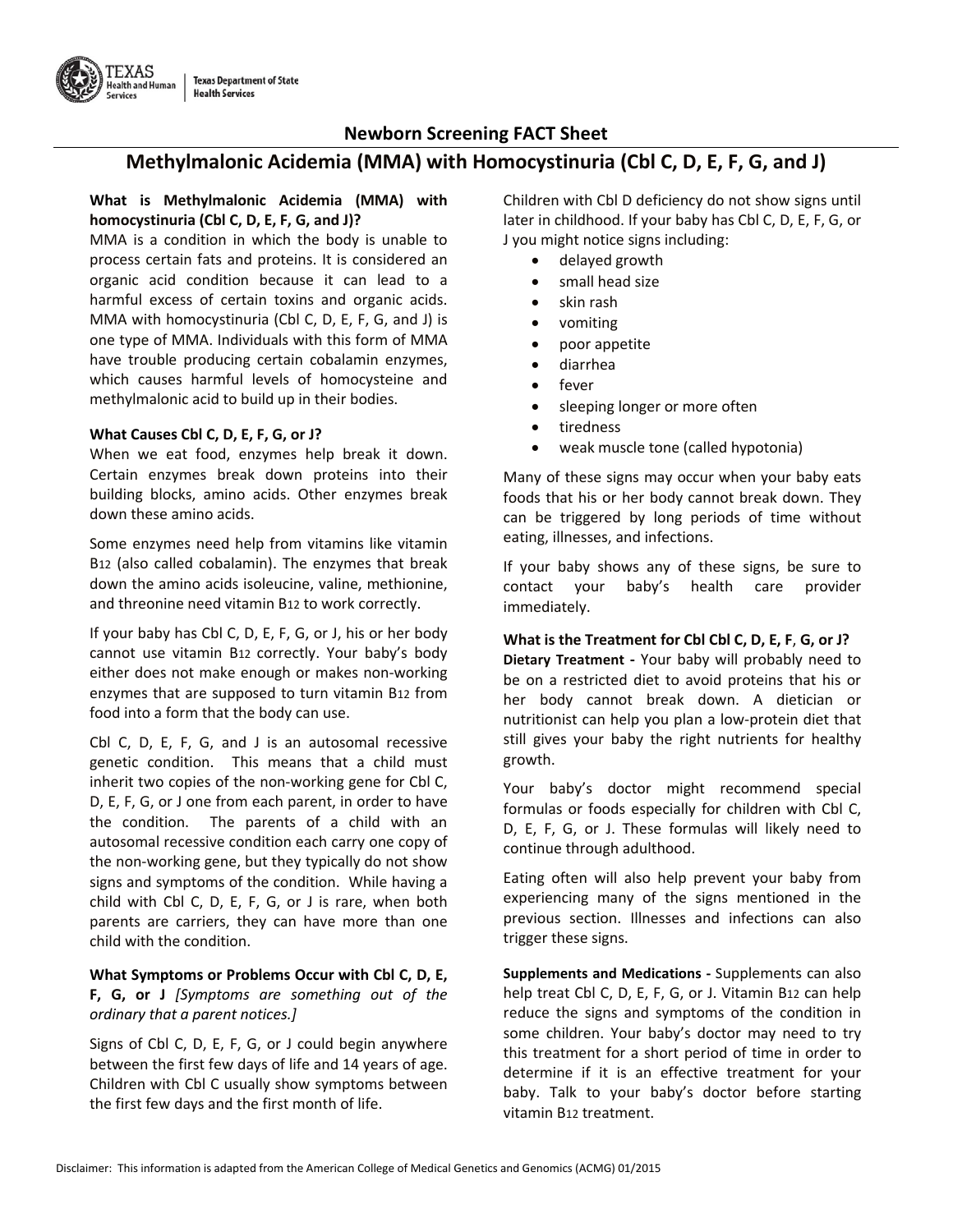Texas Health and Human Services | Texas Department of State Health Services

## Newborn Screening FACT Sheet

# Methylmalonic Acidemia (MMA) with Homocystinuria (Cbl C, D, E, F, G, and J)

**What is Methylmalonic Acidemia (MMA) with homocystinuria (Cbl C, D, E, F, G, and J)?**

MMA is a condition in which the body is unable to process certain fats and proteins. It is considered an organic acid condition because it can lead to a harmful excess of certain toxins and organic acids. MMA with homocystinuria (Cbl C, D, E, F, G, and J) is one type of MMA. Individuals with this form of MMA have trouble producing certain cobalamin enzymes, which causes harmful levels of homocysteine and methylmalonic acid to build up in their bodies.

**What Causes Cbl C, D, E, F, G, or J?**

When we eat food, enzymes help break it down. Certain enzymes break down proteins into their building blocks, amino acids. Other enzymes break down these amino acids.

Some enzymes need help from vitamins like vitamin $B_{12}$ (also called cobalamin). The enzymes that break down the amino acids isoleucine, valine, methionine, and threonine need vitamin $B_{12}$ to work correctly.

If your baby has Cbl C, D, E, F, G, or J, his or her body cannot use vitamin $B_{12}$ correctly. Your baby's body either does not make enough or makes non-working enzymes that are supposed to turn vitamin $B_{12}$ from food into a form that the body can use.

Cbl C, D, E, F, G, and J is an autosomal recessive genetic condition. This means that a child must inherit two copies of the non-working gene for Cbl C, D, E, F, G, or J one from each parent, in order to have the condition. The parents of a child with an autosomal recessive condition each carry one copy of the non-working gene, but they typically do not show signs and symptoms of the condition. While having a child with Cbl C, D, E, F, G, or J is rare, when both parents are carriers, they can have more than one child with the condition.

**What Symptoms or Problems Occur with Cbl C, D, E, F, G, or J** *[Symptoms are something out of the ordinary that a parent notices.]*

Signs of Cbl C, D, E, F, G, or J could begin anywhere between the first few days of life and 14 years of age. Children with Cbl C usually show symptoms between the first few days and the first month of life.

Children with Cbl D deficiency do not show signs until later in childhood. If your baby has Cbl C, D, E, F, G, or J you might notice signs including:

- delayed growth
- small head size
- skin rash
- vomiting
- poor appetite
- diarrhea
- fever
- sleeping longer or more often
- tiredness
- weak muscle tone (called hypotonia)

Many of these signs may occur when your baby eats foods that his or her body cannot break down. They can be triggered by long periods of time without eating, illnesses, and infections.

If your baby shows any of these signs, be sure to contact your baby's health care provider immediately.

**What is the Treatment for Cbl Cbl C, D, E, F, G, or J?**

**Dietary Treatment -** Your baby will probably need to be on a restricted diet to avoid proteins that his or her body cannot break down. A dietician or nutritionist can help you plan a low-protein diet that still gives your baby the right nutrients for healthy growth.

Your baby's doctor might recommend special formulas or foods especially for children with Cbl C, D, E, F, G, or J. These formulas will likely need to continue through adulthood.

Eating often will also help prevent your baby from experiencing many of the signs mentioned in the previous section. Illnesses and infections can also trigger these signs.

**Supplements and Medications -** Supplements can also help treat Cbl C, D, E, F, G, or J. Vitamin $B_{12}$ can help reduce the signs and symptoms of the condition in some children. Your baby's doctor may need to try this treatment for a short period of time in order to determine if it is an effective treatment for your baby. Talk to your baby's doctor before starting vitamin $B_{12}$ treatment.

Disclaimer: This information is adapted from the American College of Medical Genetics and Genomics (ACMG) 01/2015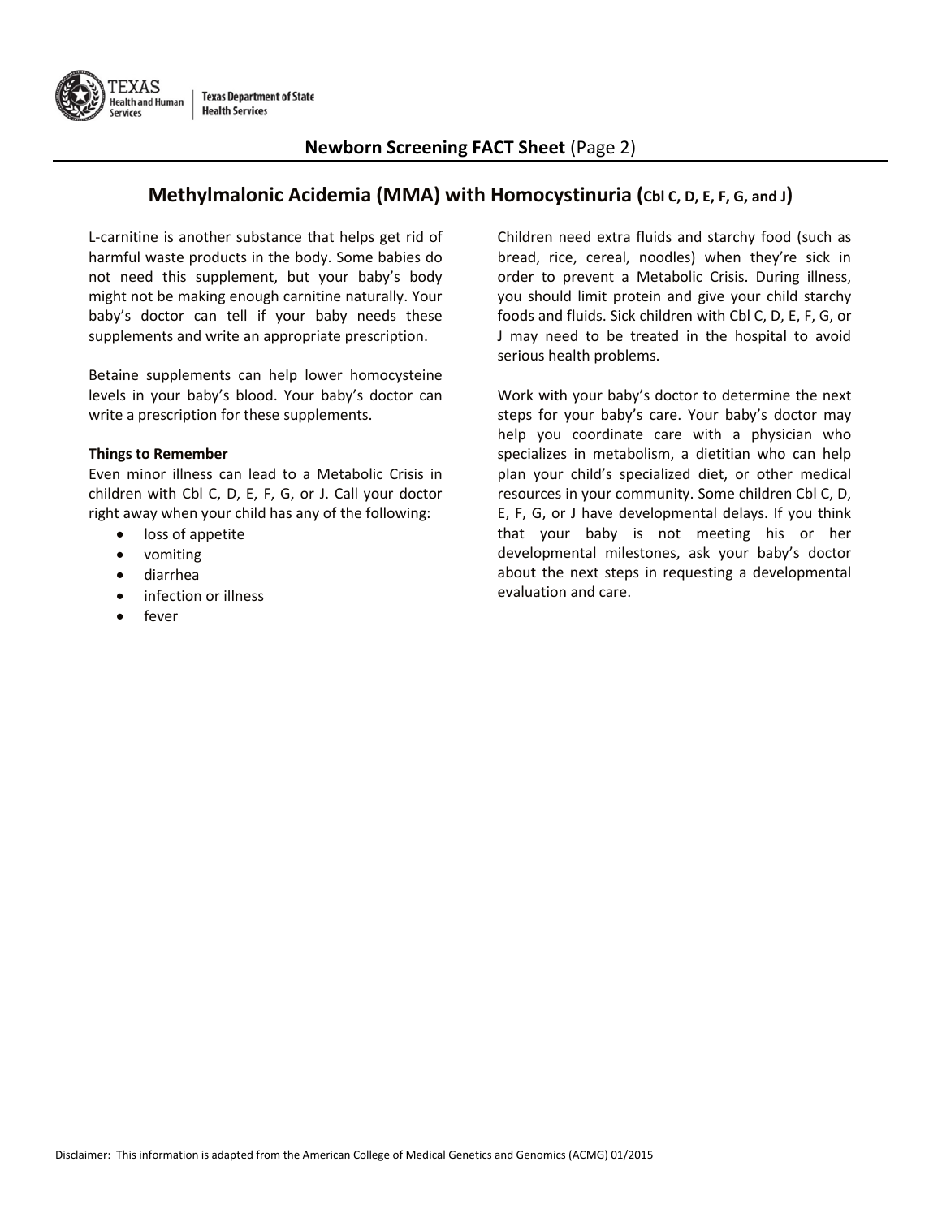## Newborn Screening FACT Sheet (Page 2)

# Methylmalonic Acidemia (MMA) with Homocystinuria (Cbl C, D, E, F, G, and J)

L-carnitine is another substance that helps get rid of harmful waste products in the body. Some babies do not need this supplement, but your baby's body might not be making enough carnitine naturally. Your baby's doctor can tell if your baby needs these supplements and write an appropriate prescription.

Betaine supplements can help lower homocysteine levels in your baby's blood. Your baby's doctor can write a prescription for these supplements.

**Things to Remember**

Even minor illness can lead to a Metabolic Crisis in children with Cbl C, D, E, F, G, or J. Call your doctor right away when your child has any of the following:

- loss of appetite
- vomiting
- diarrhea
- infection or illness
- fever

Children need extra fluids and starchy food (such as bread, rice, cereal, noodles) when they're sick in order to prevent a Metabolic Crisis. During illness, you should limit protein and give your child starchy foods and fluids. Sick children with Cbl C, D, E, F, G, or J may need to be treated in the hospital to avoid serious health problems.

Work with your baby's doctor to determine the next steps for your baby's care. Your baby's doctor may help you coordinate care with a physician who specializes in metabolism, a dietitian who can help plan your child's specialized diet, or other medical resources in your community. Some children Cbl C, D, E, F, G, or J have developmental delays. If you think that your baby is not meeting his or her developmental milestones, ask your baby's doctor about the next steps in requesting a developmental evaluation and care.

Disclaimer: This information is adapted from the American College of Medical Genetics and Genomics (ACMG) 01/2015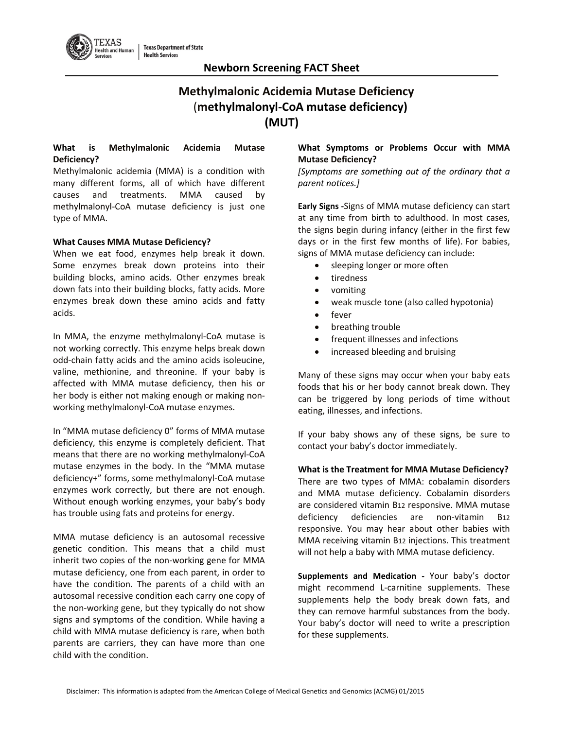## Newborn Screening FACT Sheet

# Methylmalonic Acidemia Mutase Deficiency (methylmalonyl-CoA mutase deficiency) (MUT)

### What is Methylmalonic Acidemia Mutase Deficiency?

Methylmalonic acidemia (MMA) is a condition with many different forms, all of which have different causes and treatments. MMA caused by methylmalonyl-CoA mutase deficiency is just one type of MMA.

### What Causes MMA Mutase Deficiency?

When we eat food, enzymes help break it down. Some enzymes break down proteins into their building blocks, amino acids. Other enzymes break down fats into their building blocks, fatty acids. More enzymes break down these amino acids and fatty acids.

In MMA, the enzyme methylmalonyl-CoA mutase is not working correctly. This enzyme helps break down odd-chain fatty acids and the amino acids isoleucine, valine, methionine, and threonine. If your baby is affected with MMA mutase deficiency, then his or her body is either not making enough or making non-working methylmalonyl-CoA mutase enzymes.

In "MMA mutase deficiency 0" forms of MMA mutase deficiency, this enzyme is completely deficient. That means that there are no working methylmalonyl-CoA mutase enzymes in the body. In the "MMA mutase deficiency+" forms, some methylmalonyl-CoA mutase enzymes work correctly, but there are not enough. Without enough working enzymes, your baby's body has trouble using fats and proteins for energy.

MMA mutase deficiency is an autosomal recessive genetic condition. This means that a child must inherit two copies of the non-working gene for MMA mutase deficiency, one from each parent, in order to have the condition. The parents of a child with an autosomal recessive condition each carry one copy of the non-working gene, but they typically do not show signs and symptoms of the condition. While having a child with MMA mutase deficiency is rare, when both parents are carriers, they can have more than one child with the condition.

### What Symptoms or Problems Occur with MMA Mutase Deficiency?

*[Symptoms are something out of the ordinary that a parent notices.]*

**Early Signs -** Signs of MMA mutase deficiency can start at any time from birth to adulthood. In most cases, the signs begin during infancy (either in the first few days or in the first few months of life). For babies, signs of MMA mutase deficiency can include:

- sleeping longer or more often
- tiredness
- vomiting
- weak muscle tone (also called hypotonia)
- fever
- breathing trouble
- frequent illnesses and infections
- increased bleeding and bruising

Many of these signs may occur when your baby eats foods that his or her body cannot break down. They can be triggered by long periods of time without eating, illnesses, and infections.

If your baby shows any of these signs, be sure to contact your baby's doctor immediately.

### What is the Treatment for MMA Mutase Deficiency?

There are two types of MMA: cobalamin disorders and MMA mutase deficiency. Cobalamin disorders are considered vitamin $B_{12}$ responsive. MMA mutase deficiency deficiencies are non-vitamin $B_{12}$ responsive. You may hear about other babies with MMA receiving vitamin $B_{12}$ injections. This treatment will not help a baby with MMA mutase deficiency.

**Supplements and Medication -** Your baby's doctor might recommend L-carnitine supplements. These supplements help the body break down fats, and they can remove harmful substances from the body. Your baby's doctor will need to write a prescription for these supplements.

Disclaimer: This information is adapted from the American College of Medical Genetics and Genomics (ACMG) 01/2015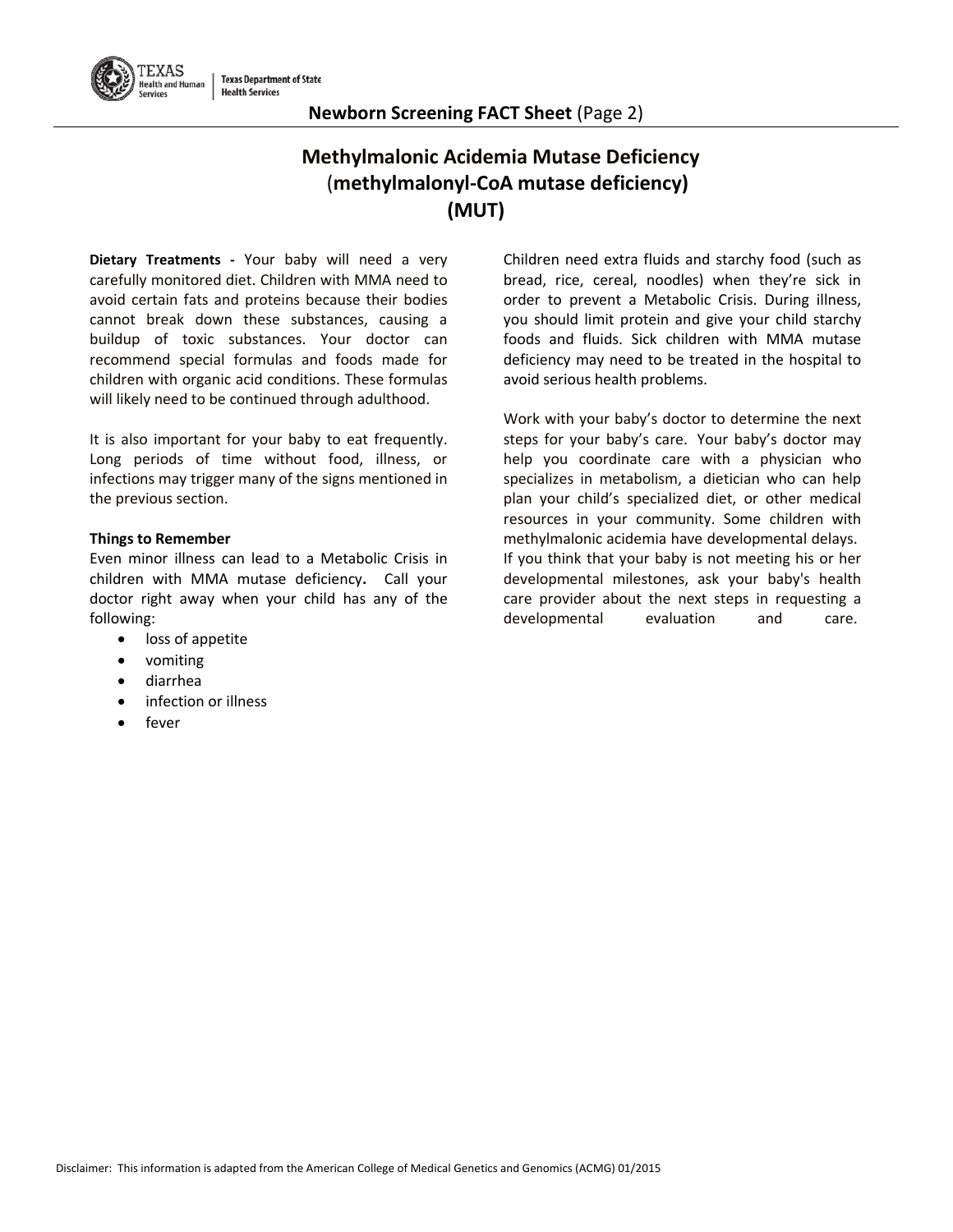**Newborn Screening FACT Sheet** (Page 2)

# Methylmalonic Acidemia Mutase Deficiency (methylmalonyl-CoA mutase deficiency) (MUT)

**Dietary Treatments -** Your baby will need a very carefully monitored diet. Children with MMA need to avoid certain fats and proteins because their bodies cannot break down these substances, causing a buildup of toxic substances. Your doctor can recommend special formulas and foods made for children with organic acid conditions. These formulas will likely need to be continued through adulthood.

It is also important for your baby to eat frequently. Long periods of time without food, illness, or infections may trigger many of the signs mentioned in the previous section.

**Things to Remember**

Even minor illness can lead to a Metabolic Crisis in children with MMA mutase deficiency**.** Call your doctor right away when your child has any of the following:

- loss of appetite
- vomiting
- diarrhea
- infection or illness
- fever

Children need extra fluids and starchy food (such as bread, rice, cereal, noodles) when they're sick in order to prevent a Metabolic Crisis. During illness, you should limit protein and give your child starchy foods and fluids. Sick children with MMA mutase deficiency may need to be treated in the hospital to avoid serious health problems.

Work with your baby's doctor to determine the next steps for your baby's care. Your baby's doctor may help you coordinate care with a physician who specializes in metabolism, a dietician who can help plan your child's specialized diet, or other medical resources in your community. Some children with methylmalonic acidemia have developmental delays. If you think that your baby is not meeting his or her developmental milestones, ask your baby's health care provider about the next steps in requesting a developmental evaluation and care.

Disclaimer: This information is adapted from the American College of Medical Genetics and Genomics (ACMG) 01/2015